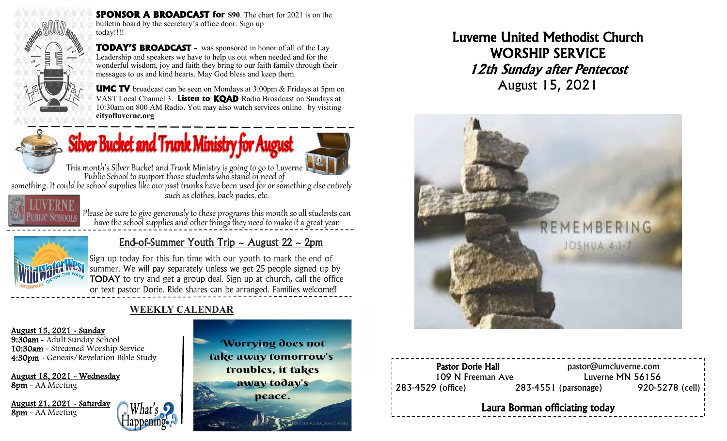**SPONSOR A BROADCAST for $90**. The chart for 2021 is on the bulletin board by the secretary's office door. Sign up today!!!!

**TODAY'S BROADCAST** - was sponsored in honor of all of the Lay Leadership and speakers we have to help us out when needed and for the wonderful wisdom, joy and faith they bring to our faith family through their messages to us and kind hearts. May God bless and keep them.

**UMC TV** broadcast can be seen on Mondays at 3:00pm & Fridays at 5pm on VAST Local Channel 3. **Listen to KQAD** Radio Broadcast on Sundays at 10:30am on 800 AM Radio. You may also watch services online by visiting **cityofluverne.org**

## Silver Bucket and Trunk Ministry for August

This month's Silver Bucket and Trunk Ministry is going to go to Luverne Public School to support those students who stand in need of something. It could be school supplies like our past trunks have been used for or something else entirely such as clothes, back packs, etc.

Please be sure to give generously to these programs this month so all students can have the school supplies and other things they need to make it a great year.

## End-of-Summer Youth Trip ~ August 22 ~ 2pm

Sign up today for this fun time with our youth to mark the end of summer. We will pay separately unless we get 25 people signed up by TODAY to try and get a group deal. Sign up at church, call the office or text pastor Dorie. Ride shares can be arranged. Families welcome!!

## WEEKLY CALENDAR

**August 15, 2021 - Sunday**
9:30am - Adult Sunday School
10:30am - Streamed Worship Service
4:30pm - Genesis/Revelation Bible Study

**August 18, 2021 - Wednesday**
8pm - AA Meeting

**August 21, 2021 - Saturday**
8pm - AA Meeting

What's Happening?

Worrying does not take away tomorrow's troubles, it takes away today's peace.

# Luverne United Methodist Church
# WORSHIP SERVICE
## *12th Sunday after Pentecost*
## August 15, 2021

REMEMBERING
JOSHUA 4:1-7

**Pastor Dorie Hall** — pastor@umcluverne.com
109 N Freeman Ave — Luverne MN 56156
283-4529 (office) — 283-4551 (parsonage) — 920-5278 (cell)

**Laura Borman officiating today**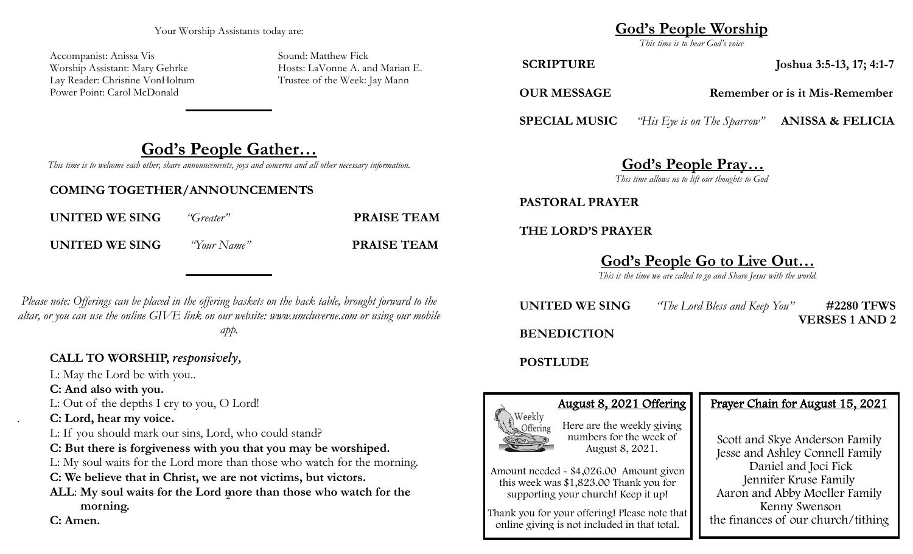Your Worship Assistants today are:

Accompanist: Anissa Vis
Worship Assistant: Mary Gehrke
Lay Reader: Christine VonHoltum
Power Point: Carol McDonald

Sound: Matthew Fick
Hosts: LaVonne A. and Marian E.
Trustee of the Week: Jay Mann

## God's People Gather…

*This time is to welcome each other, share announcements, joys and concerns and all other necessary information.*

**COMING TOGETHER/ANNOUNCEMENTS**

**UNITED WE SING** *"Greater"* **PRAISE TEAM**

**UNITED WE SING** *"Your Name"* **PRAISE TEAM**

*Please note: Offerings can be placed in the offering baskets on the back table, brought forward to the altar, or you can use the online GIVE link on our website: www.umcluverne.com or using our mobile app.*

**CALL TO WORSHIP,** ***responsively,***

L: May the Lord be with you..
**C: And also with you.**
L: Out of the depths I cry to you, O Lord!
**C: Lord, hear my voice.**
L: If you should mark our sins, Lord, who could stand?
**C: But there is forgiveness with you that you may be worshiped.**
L: My soul waits for the Lord more than those who watch for the morning.
**C: We believe that in Christ, we are not victims, but victors.**
**ALL**: **My soul waits for the Lord more than those who watch for the morning.**
**C: Amen.**

## God's People Worship

*This time is to hear God's voice*

**SCRIPTURE** **Joshua 3:5-13, 17; 4:1-7**

**OUR MESSAGE** **Remember or is it Mis-Remember**

**SPECIAL MUSIC** *"His Eye is on The Sparrow"* **ANISSA & FELICIA**

## God's People Pray…

*This time allows us to lift our thoughts to God*

**PASTORAL PRAYER**

**THE LORD'S PRAYER**

## God's People Go to Live Out…

*This is the time we are called to go and Share Jesus with the world.*

**UNITED WE SING** *"The Lord Bless and Keep You"* **#2280 TFWS VERSES 1 AND 2**

**BENEDICTION**

**POSTLUDE**

### August 8, 2021 Offering

Weekly Offering

Here are the weekly giving numbers for the week of August 8, 2021.

Amount needed - $4,026.00 Amount given this week was $1,823.00 Thank you for supporting your church! Keep it up!

Thank you for your offering! Please note that online giving is not included in that total.

### Prayer Chain for August 15, 2021

Scott and Skye Anderson Family
Jesse and Ashley Connell Family
Daniel and Joci Fick
Jennifer Kruse Family
Aaron and Abby Moeller Family
Kenny Swenson
the finances of our church/tithing